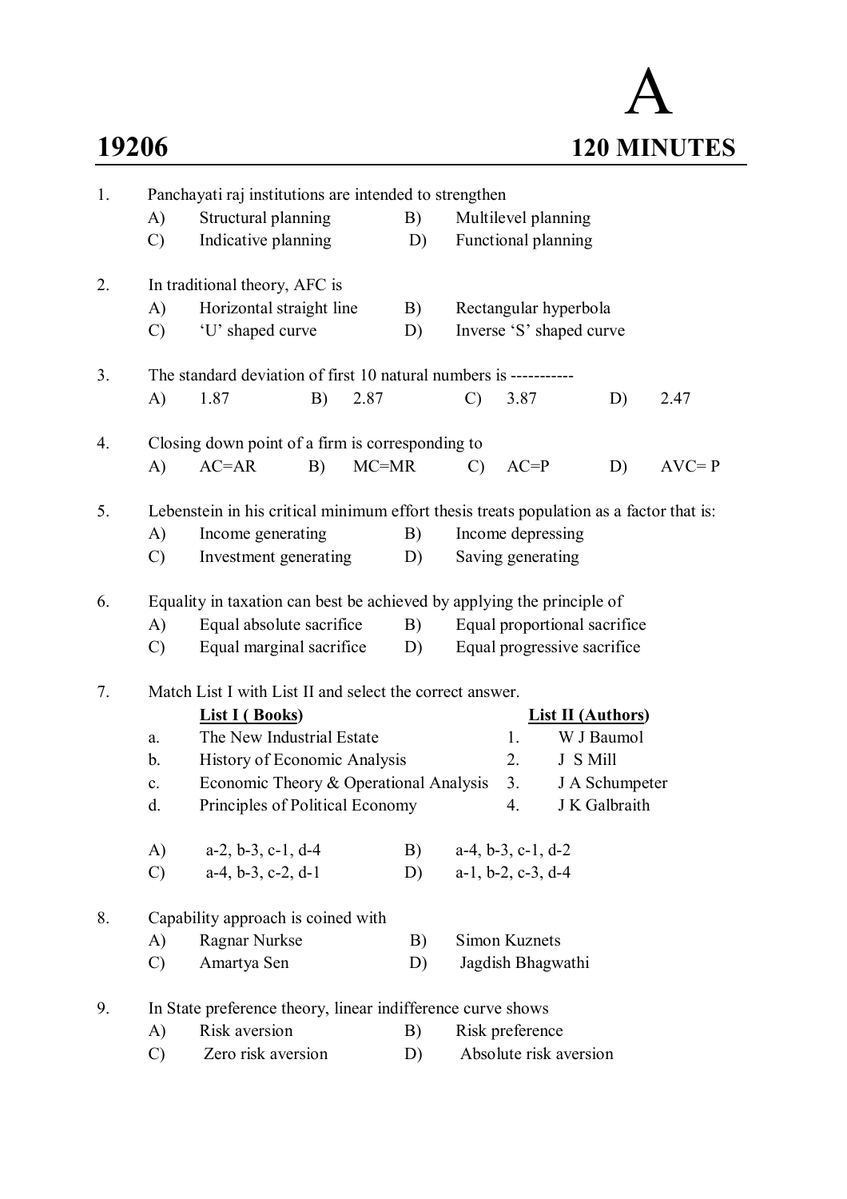# A

## 19206 — 120 MINUTES

1. Panchayati raj institutions are intended to strengthen
   - A) Structural planning
   - B) Multilevel planning
   - C) Indicative planning
   - D) Functional planning

2. In traditional theory, AFC is
   - A) Horizontal straight line
   - B) Rectangular hyperbola
   - C) 'U' shaped curve
   - D) Inverse 'S' shaped curve

3. The standard deviation of first 10 natural numbers is -----------
   - A) 1.87
   - B) 2.87
   - C) 3.87
   - D) 2.47

4. Closing down point of a firm is corresponding to
   - A) AC=AR
   - B) MC=MR
   - C) AC=P
   - D) AVC= P

5. Lebenstein in his critical minimum effort thesis treats population as a factor that is:
   - A) Income generating
   - B) Income depressing
   - C) Investment generating
   - D) Saving generating

6. Equality in taxation can best be achieved by applying the principle of
   - A) Equal absolute sacrifice
   - B) Equal proportional sacrifice
   - C) Equal marginal sacrifice
   - D) Equal progressive sacrifice

7. Match List I with List II and select the correct answer.

   | | **List I ( Books)** | | **List II (Authors)** |
   |---|---|---|---|
   | a. | The New Industrial Estate | 1. | W J Baumol |
   | b. | History of Economic Analysis | 2. | J S Mill |
   | c. | Economic Theory & Operational Analysis | 3. | J A Schumpeter |
   | d. | Principles of Political Economy | 4. | J K Galbraith |

   - A) a-2, b-3, c-1, d-4
   - B) a-4, b-3, c-1, d-2
   - C) a-4, b-3, c-2, d-1
   - D) a-1, b-2, c-3, d-4

8. Capability approach is coined with
   - A) Ragnar Nurkse
   - B) Simon Kuznets
   - C) Amartya Sen
   - D) Jagdish Bhagwathi

9. In State preference theory, linear indifference curve shows
   - A) Risk aversion
   - B) Risk preference
   - C) Zero risk aversion
   - D) Absolute risk aversion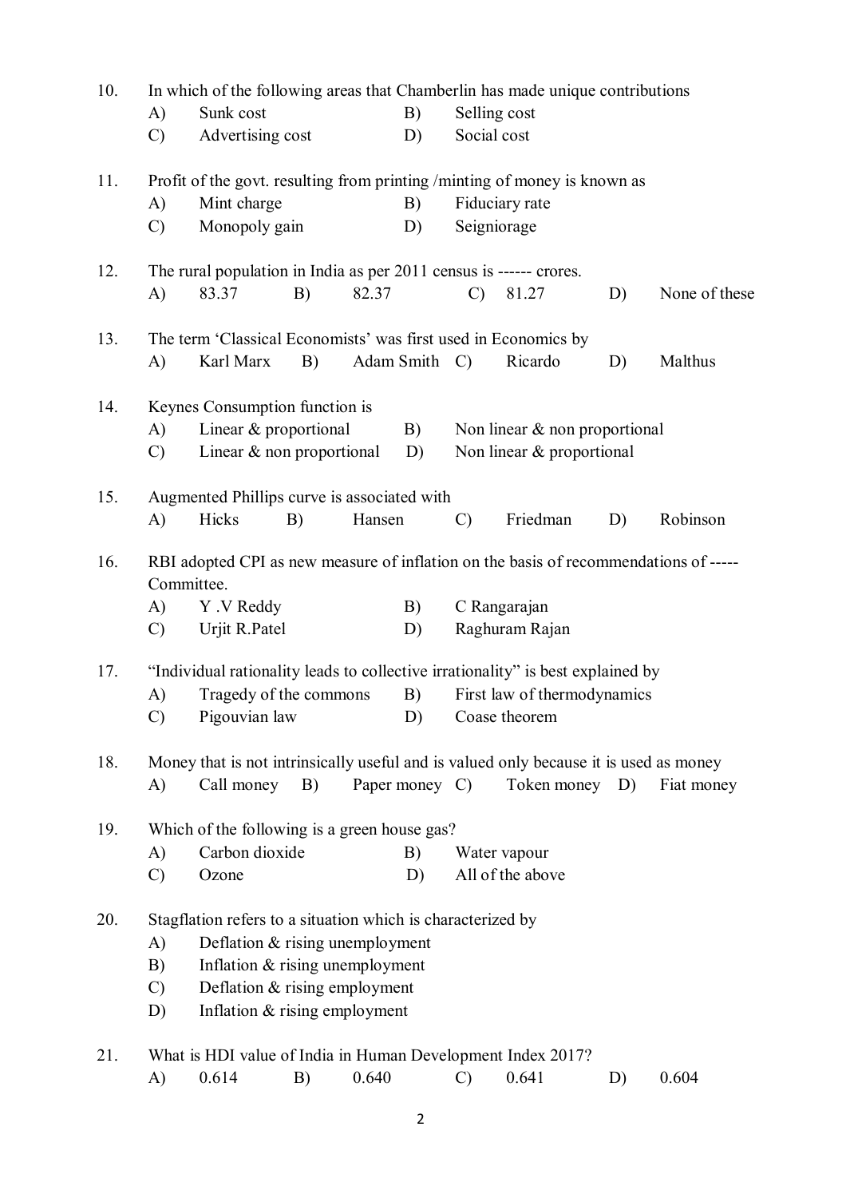10. In which of the following areas that Chamberlin has made unique contributions
    A) Sunk cost
    B) Selling cost
    C) Advertising cost
    D) Social cost

11. Profit of the govt. resulting from printing /minting of money is known as
    A) Mint charge
    B) Fiduciary rate
    C) Monopoly gain
    D) Seigniorage

12. The rural population in India as per 2011 census is ------ crores.
    A) 83.37
    B) 82.37
    C) 81.27
    D) None of these

13. The term 'Classical Economists' was first used in Economics by
    A) Karl Marx
    B) Adam Smith
    C) Ricardo
    D) Malthus

14. Keynes Consumption function is
    A) Linear & proportional
    B) Non linear & non proportional
    C) Linear & non proportional
    D) Non linear & proportional

15. Augmented Phillips curve is associated with
    A) Hicks
    B) Hansen
    C) Friedman
    D) Robinson

16. RBI adopted CPI as new measure of inflation on the basis of recommendations of ----- Committee.
    A) Y .V Reddy
    B) C Rangarajan
    C) Urjit R.Patel
    D) Raghuram Rajan

17. "Individual rationality leads to collective irrationality" is best explained by
    A) Tragedy of the commons
    B) First law of thermodynamics
    C) Pigouvian law
    D) Coase theorem

18. Money that is not intrinsically useful and is valued only because it is used as money
    A) Call money
    B) Paper money
    C) Token money
    D) Fiat money

19. Which of the following is a green house gas?
    A) Carbon dioxide
    B) Water vapour
    C) Ozone
    D) All of the above

20. Stagflation refers to a situation which is characterized by
    A) Deflation & rising unemployment
    B) Inflation & rising unemployment
    C) Deflation & rising employment
    D) Inflation & rising employment

21. What is HDI value of India in Human Development Index 2017?
    A) 0.614
    B) 0.640
    C) 0.641
    D) 0.604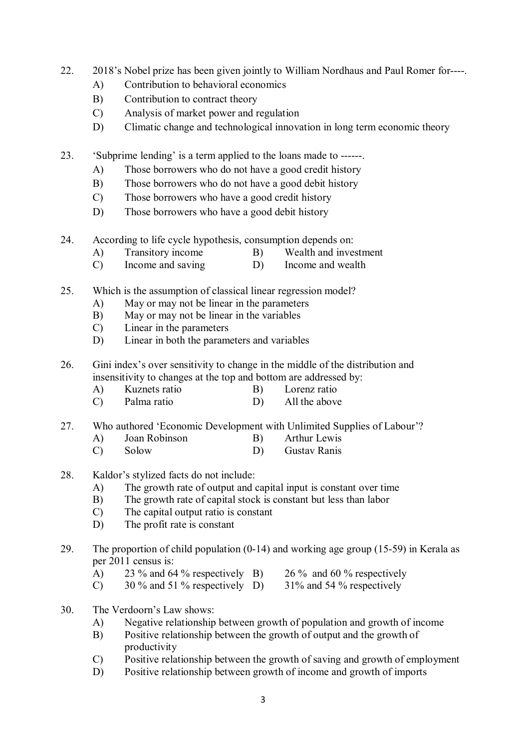22. 2018's Nobel prize has been given jointly to William Nordhaus and Paul Romer for----.
    A) Contribution to behavioral economics
    B) Contribution to contract theory
    C) Analysis of market power and regulation
    D) Climatic change and technological innovation in long term economic theory

23. 'Subprime lending' is a term applied to the loans made to ------.
    A) Those borrowers who do not have a good credit history
    B) Those borrowers who do not have a good debit history
    C) Those borrowers who have a good credit history
    D) Those borrowers who have a good debit history

24. According to life cycle hypothesis, consumption depends on:
    A) Transitory income
    B) Wealth and investment
    C) Income and saving
    D) Income and wealth

25. Which is the assumption of classical linear regression model?
    A) May or may not be linear in the parameters
    B) May or may not be linear in the variables
    C) Linear in the parameters
    D) Linear in both the parameters and variables

26. Gini index's over sensitivity to change in the middle of the distribution and insensitivity to changes at the top and bottom are addressed by:
    A) Kuznets ratio
    B) Lorenz ratio
    C) Palma ratio
    D) All the above

27. Who authored 'Economic Development with Unlimited Supplies of Labour'?
    A) Joan Robinson
    B) Arthur Lewis
    C) Solow
    D) Gustav Ranis

28. Kaldor's stylized facts do not include:
    A) The growth rate of output and capital input is constant over time
    B) The growth rate of capital stock is constant but less than labor
    C) The capital output ratio is constant
    D) The profit rate is constant

29. The proportion of child population (0-14) and working age group (15-59) in Kerala as per 2011 census is:
    A) 23 % and 64 % respectively
    B) 26 % and 60 % respectively
    C) 30 % and 51 % respectively
    D) 31% and 54 % respectively

30. The Verdoorn's Law shows:
    A) Negative relationship between growth of population and growth of income
    B) Positive relationship between the growth of output and the growth of productivity
    C) Positive relationship between the growth of saving and growth of employment
    D) Positive relationship between growth of income and growth of imports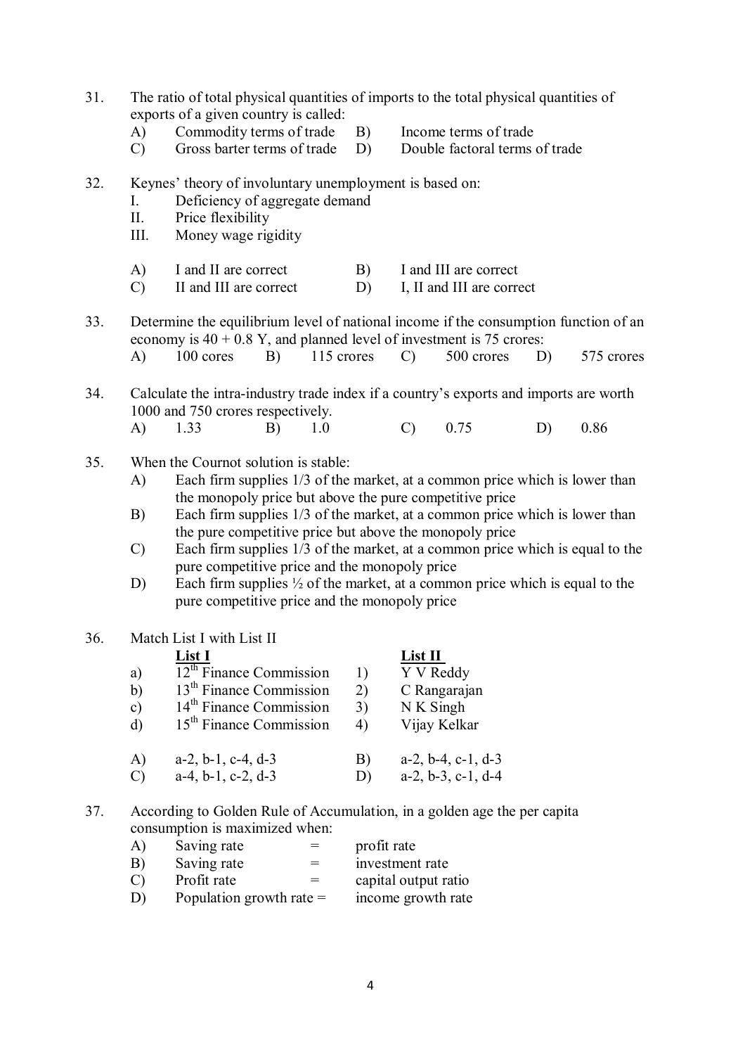31. The ratio of total physical quantities of imports to the total physical quantities of exports of a given country is called:

A) Commodity terms of trade B) Income terms of trade
C) Gross barter terms of trade D) Double factoral terms of trade

32. Keynes' theory of involuntary unemployment is based on:

I. Deficiency of aggregate demand
II. Price flexibility
III. Money wage rigidity

A) I and II are correct B) I and III are correct
C) II and III are correct D) I, II and III are correct

33. Determine the equilibrium level of national income if the consumption function of an economy is 40 + 0.8 Y, and planned level of investment is 75 crores:

A) 100 cores B) 115 crores C) 500 crores D) 575 crores

34. Calculate the intra-industry trade index if a country's exports and imports are worth 1000 and 750 crores respectively.

A) 1.33 B) 1.0 C) 0.75 D) 0.86

35. When the Cournot solution is stable:

A) Each firm supplies 1/3 of the market, at a common price which is lower than the monopoly price but above the pure competitive price
B) Each firm supplies 1/3 of the market, at a common price which is lower than the pure competitive price but above the monopoly price
C) Each firm supplies 1/3 of the market, at a common price which is equal to the pure competitive price and the monopoly price
D) Each firm supplies ½ of the market, at a common price which is equal to the pure competitive price and the monopoly price

36. Match List I with List II

| | List I | | List II |
|---|---|---|---|
| a) | 12th Finance Commission | 1) | Y V Reddy |
| b) | 13th Finance Commission | 2) | C Rangarajan |
| c) | 14th Finance Commission | 3) | N K Singh |
| d) | 15th Finance Commission | 4) | Vijay Kelkar |

A) a-2, b-1, c-4, d-3 B) a-2, b-4, c-1, d-3
C) a-4, b-1, c-2, d-3 D) a-2, b-3, c-1, d-4

37. According to Golden Rule of Accumulation, in a golden age the per capita consumption is maximized when:

A) Saving rate = profit rate
B) Saving rate = investment rate
C) Profit rate = capital output ratio
D) Population growth rate = income growth rate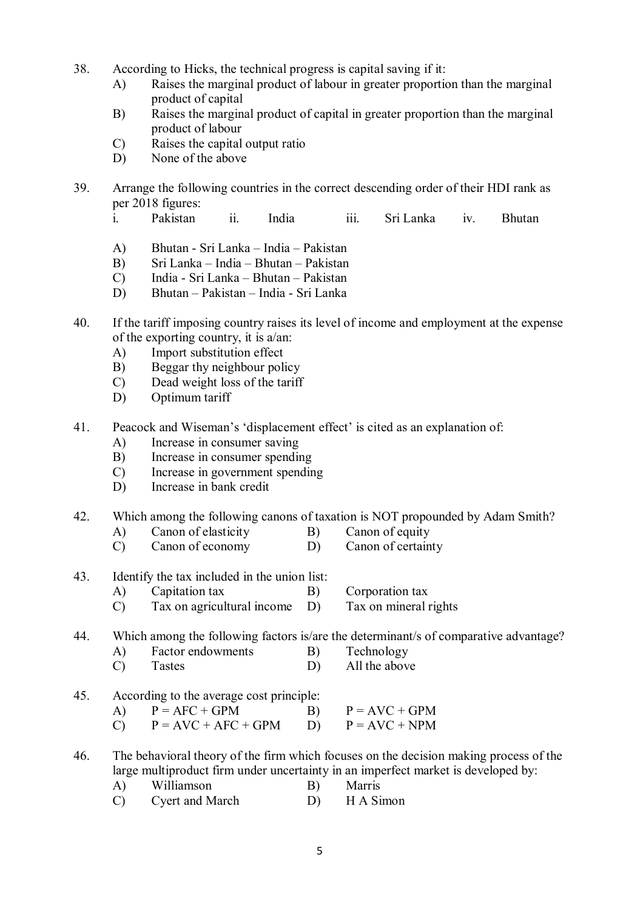38. According to Hicks, the technical progress is capital saving if it:
    A) Raises the marginal product of labour in greater proportion than the marginal product of capital
    B) Raises the marginal product of capital in greater proportion than the marginal product of labour
    C) Raises the capital output ratio
    D) None of the above

39. Arrange the following countries in the correct descending order of their HDI rank as per 2018 figures:
    i. Pakistan ii. India iii. Sri Lanka iv. Bhutan

    A) Bhutan - Sri Lanka – India – Pakistan
    B) Sri Lanka – India – Bhutan – Pakistan
    C) India - Sri Lanka – Bhutan – Pakistan
    D) Bhutan – Pakistan – India - Sri Lanka

40. If the tariff imposing country raises its level of income and employment at the expense of the exporting country, it is a/an:
    A) Import substitution effect
    B) Beggar thy neighbour policy
    C) Dead weight loss of the tariff
    D) Optimum tariff

41. Peacock and Wiseman's 'displacement effect' is cited as an explanation of:
    A) Increase in consumer saving
    B) Increase in consumer spending
    C) Increase in government spending
    D) Increase in bank credit

42. Which among the following canons of taxation is NOT propounded by Adam Smith?
    A) Canon of elasticity B) Canon of equity
    C) Canon of economy D) Canon of certainty

43. Identify the tax included in the union list:
    A) Capitation tax B) Corporation tax
    C) Tax on agricultural income D) Tax on mineral rights

44. Which among the following factors is/are the determinant/s of comparative advantage?
    A) Factor endowments B) Technology
    C) Tastes D) All the above

45. According to the average cost principle:
    A) P = AFC + GPM B) P = AVC + GPM
    C) P = AVC + AFC + GPM D) P = AVC + NPM

46. The behavioral theory of the firm which focuses on the decision making process of the large multiproduct firm under uncertainty in an imperfect market is developed by:
    A) Williamson B) Marris
    C) Cyert and March D) H A Simon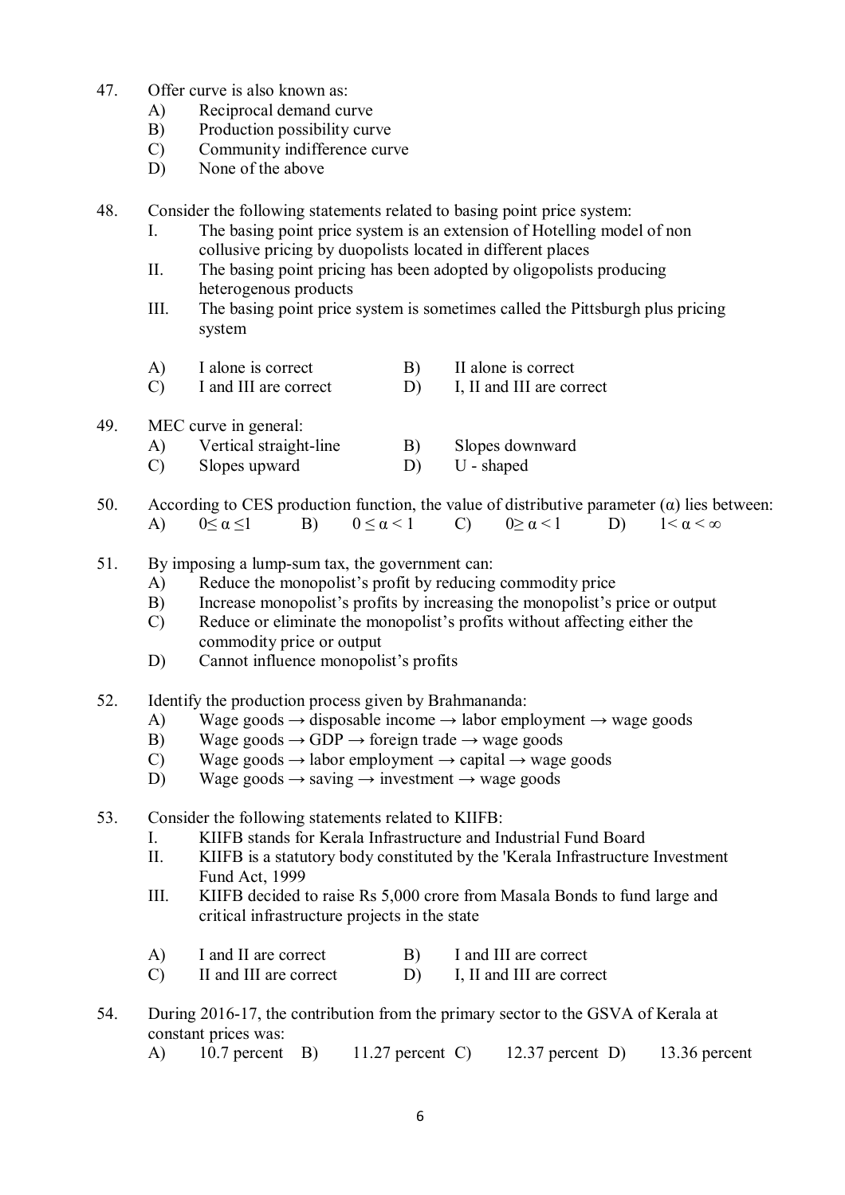47. Offer curve is also known as:
   A) Reciprocal demand curve
   B) Production possibility curve
   C) Community indifference curve
   D) None of the above

48. Consider the following statements related to basing point price system:
   I. The basing point price system is an extension of Hotelling model of non collusive pricing by duopolists located in different places
   II. The basing point pricing has been adopted by oligopolists producing heterogenous products
   III. The basing point price system is sometimes called the Pittsburgh plus pricing system

   A) I alone is correct  B) II alone is correct
   C) I and III are correct  D) I, II and III are correct

49. MEC curve in general:
   A) Vertical straight-line  B) Slopes downward
   C) Slopes upward  D) U - shaped

50. According to CES production function, the value of distributive parameter (α) lies between:
   A) $0 \leq \alpha \leq 1$  B) $0 \leq \alpha < 1$  C) $0 \geq \alpha < 1$  D) $1 < \alpha < \infty$

51. By imposing a lump-sum tax, the government can:
   A) Reduce the monopolist's profit by reducing commodity price
   B) Increase monopolist's profits by increasing the monopolist's price or output
   C) Reduce or eliminate the monopolist's profits without affecting either the commodity price or output
   D) Cannot influence monopolist's profits

52. Identify the production process given by Brahmananda:
   A) Wage goods → disposable income → labor employment → wage goods
   B) Wage goods → GDP → foreign trade → wage goods
   C) Wage goods → labor employment → capital → wage goods
   D) Wage goods → saving → investment → wage goods

53. Consider the following statements related to KIIFB:
   I. KIIFB stands for Kerala Infrastructure and Industrial Fund Board
   II. KIIFB is a statutory body constituted by the 'Kerala Infrastructure Investment Fund Act, 1999
   III. KIIFB decided to raise Rs 5,000 crore from Masala Bonds to fund large and critical infrastructure projects in the state

   A) I and II are correct  B) I and III are correct
   C) II and III are correct  D) I, II and III are correct

54. During 2016-17, the contribution from the primary sector to the GSVA of Kerala at constant prices was:
   A) 10.7 percent  B) 11.27 percent  C) 12.37 percent  D) 13.36 percent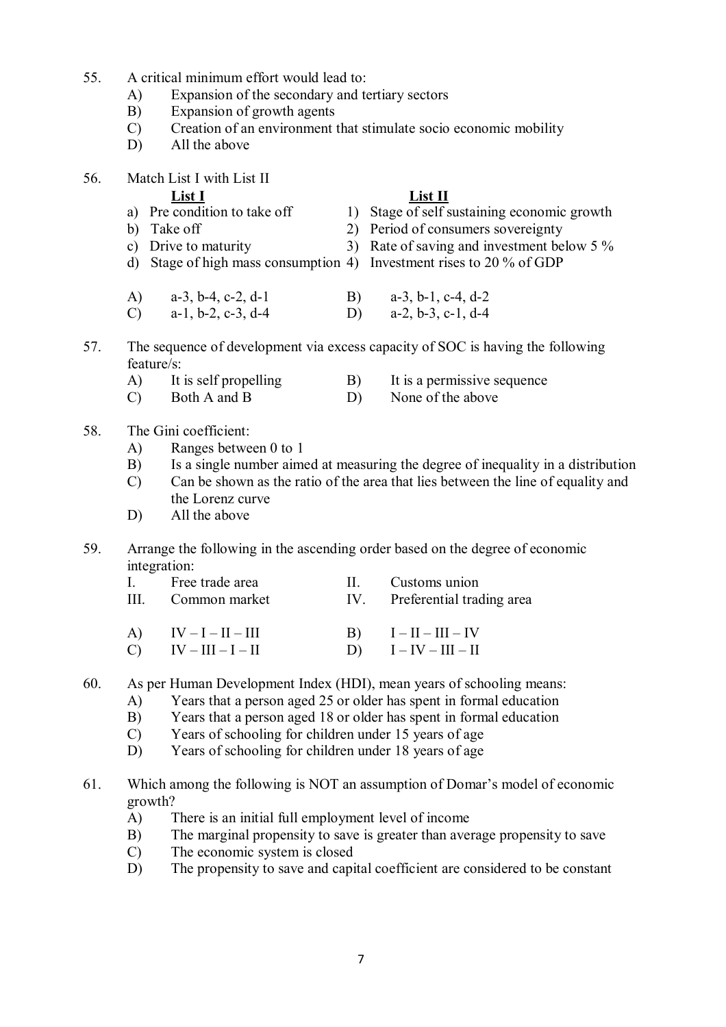55. A critical minimum effort would lead to:
    A) Expansion of the secondary and tertiary sectors
    B) Expansion of growth agents
    C) Creation of an environment that stimulate socio economic mobility
    D) All the above

56. Match List I with List II

| List I | List II |
|---|---|
| a) Pre condition to take off | 1) Stage of self sustaining economic growth |
| b) Take off | 2) Period of consumers sovereignty |
| c) Drive to maturity | 3) Rate of saving and investment below 5 % |
| d) Stage of high mass consumption | 4) Investment rises to 20 % of GDP |

    A) a-3, b-4, c-2, d-1
    B) a-3, b-1, c-4, d-2
    C) a-1, b-2, c-3, d-4
    D) a-2, b-3, c-1, d-4

57. The sequence of development via excess capacity of SOC is having the following feature/s:
    A) It is self propelling
    B) It is a permissive sequence
    C) Both A and B
    D) None of the above

58. The Gini coefficient:
    A) Ranges between 0 to 1
    B) Is a single number aimed at measuring the degree of inequality in a distribution
    C) Can be shown as the ratio of the area that lies between the line of equality and the Lorenz curve
    D) All the above

59. Arrange the following in the ascending order based on the degree of economic integration:
    I. Free trade area
    II. Customs union
    III. Common market
    IV. Preferential trading area

    A) IV – I – II – III
    B) I – II – III – IV
    C) IV – III – I – II
    D) I – IV – III – II

60. As per Human Development Index (HDI), mean years of schooling means:
    A) Years that a person aged 25 or older has spent in formal education
    B) Years that a person aged 18 or older has spent in formal education
    C) Years of schooling for children under 15 years of age
    D) Years of schooling for children under 18 years of age

61. Which among the following is NOT an assumption of Domar's model of economic growth?
    A) There is an initial full employment level of income
    B) The marginal propensity to save is greater than average propensity to save
    C) The economic system is closed
    D) The propensity to save and capital coefficient are considered to be constant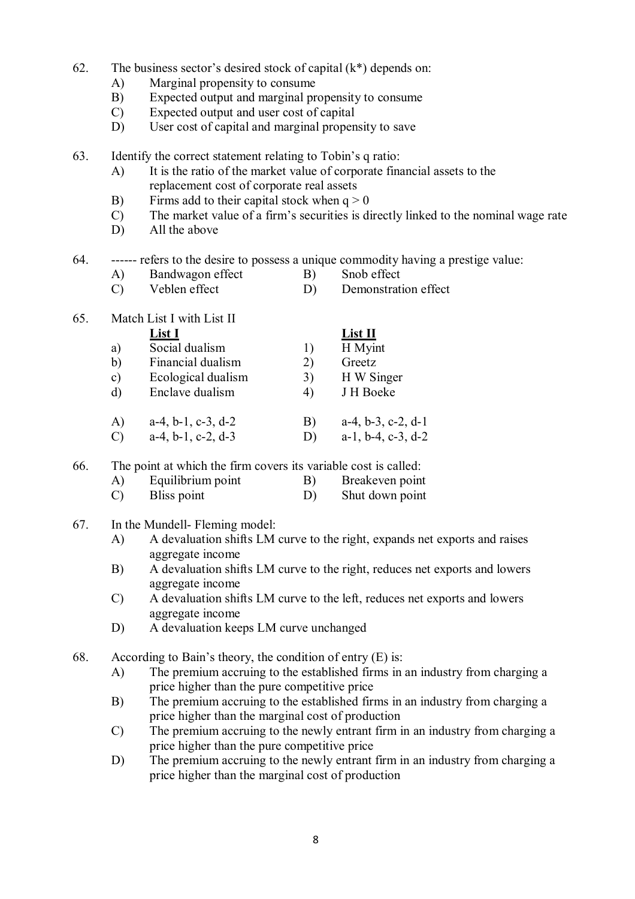62. The business sector's desired stock of capital ($k^*$) depends on:
    A) Marginal propensity to consume
    B) Expected output and marginal propensity to consume
    C) Expected output and user cost of capital
    D) User cost of capital and marginal propensity to save

63. Identify the correct statement relating to Tobin's q ratio:
    A) It is the ratio of the market value of corporate financial assets to the replacement cost of corporate real assets
    B) Firms add to their capital stock when $q > 0$
    C) The market value of a firm's securities is directly linked to the nominal wage rate
    D) All the above

64. ------ refers to the desire to possess a unique commodity having a prestige value:
    A) Bandwagon effect
    B) Snob effect
    C) Veblen effect
    D) Demonstration effect

65. Match List I with List II

| | List I | | List II |
|---|---|---|---|
| a) | Social dualism | 1) | H Myint |
| b) | Financial dualism | 2) | Greetz |
| c) | Ecological dualism | 3) | H W Singer |
| d) | Enclave dualism | 4) | J H Boeke |

    A) a-4, b-1, c-3, d-2
    B) a-4, b-3, c-2, d-1
    C) a-4, b-1, c-2, d-3
    D) a-1, b-4, c-3, d-2

66. The point at which the firm covers its variable cost is called:
    A) Equilibrium point
    B) Breakeven point
    C) Bliss point
    D) Shut down point

67. In the Mundell- Fleming model:
    A) A devaluation shifts LM curve to the right, expands net exports and raises aggregate income
    B) A devaluation shifts LM curve to the right, reduces net exports and lowers aggregate income
    C) A devaluation shifts LM curve to the left, reduces net exports and lowers aggregate income
    D) A devaluation keeps LM curve unchanged

68. According to Bain's theory, the condition of entry (E) is:
    A) The premium accruing to the established firms in an industry from charging a price higher than the pure competitive price
    B) The premium accruing to the established firms in an industry from charging a price higher than the marginal cost of production
    C) The premium accruing to the newly entrant firm in an industry from charging a price higher than the pure competitive price
    D) The premium accruing to the newly entrant firm in an industry from charging a price higher than the marginal cost of production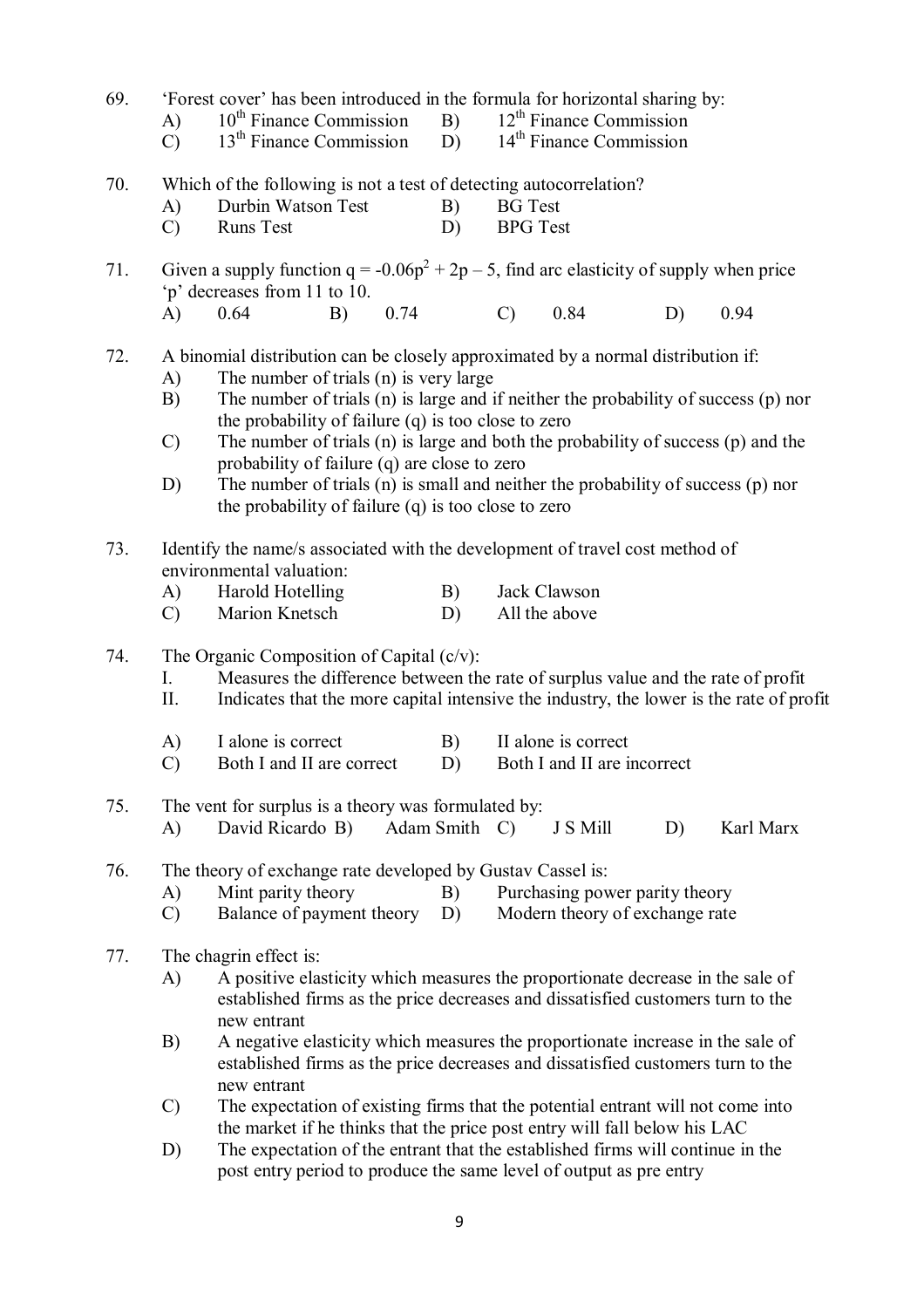69. 'Forest cover' has been introduced in the formula for horizontal sharing by:

 A) 10th Finance Commission B) 12th Finance Commission
 C) 13th Finance Commission D) 14th Finance Commission

70. Which of the following is not a test of detecting autocorrelation?

 A) Durbin Watson Test B) BG Test
 C) Runs Test D) BPG Test

71. Given a supply function $q = -0.06p^2 + 2p - 5$, find arc elasticity of supply when price 'p' decreases from 11 to 10.

 A) 0.64 B) 0.74 C) 0.84 D) 0.94

72. A binomial distribution can be closely approximated by a normal distribution if:

 A) The number of trials (n) is very large
 B) The number of trials (n) is large and if neither the probability of success (p) nor the probability of failure (q) is too close to zero
 C) The number of trials (n) is large and both the probability of success (p) and the probability of failure (q) are close to zero
 D) The number of trials (n) is small and neither the probability of success (p) nor the probability of failure (q) is too close to zero

73. Identify the name/s associated with the development of travel cost method of environmental valuation:

 A) Harold Hotelling B) Jack Clawson
 C) Marion Knetsch D) All the above

74. The Organic Composition of Capital (c/v):

 I. Measures the difference between the rate of surplus value and the rate of profit
 II. Indicates that the more capital intensive the industry, the lower is the rate of profit

 A) I alone is correct B) II alone is correct
 C) Both I and II are correct D) Both I and II are incorrect

75. The vent for surplus is a theory was formulated by:

 A) David Ricardo B) Adam Smith C) J S Mill D) Karl Marx

76. The theory of exchange rate developed by Gustav Cassel is:

 A) Mint parity theory B) Purchasing power parity theory
 C) Balance of payment theory D) Modern theory of exchange rate

77. The chagrin effect is:

 A) A positive elasticity which measures the proportionate decrease in the sale of established firms as the price decreases and dissatisfied customers turn to the new entrant
 B) A negative elasticity which measures the proportionate increase in the sale of established firms as the price decreases and dissatisfied customers turn to the new entrant
 C) The expectation of existing firms that the potential entrant will not come into the market if he thinks that the price post entry will fall below his LAC
 D) The expectation of the entrant that the established firms will continue in the post entry period to produce the same level of output as pre entry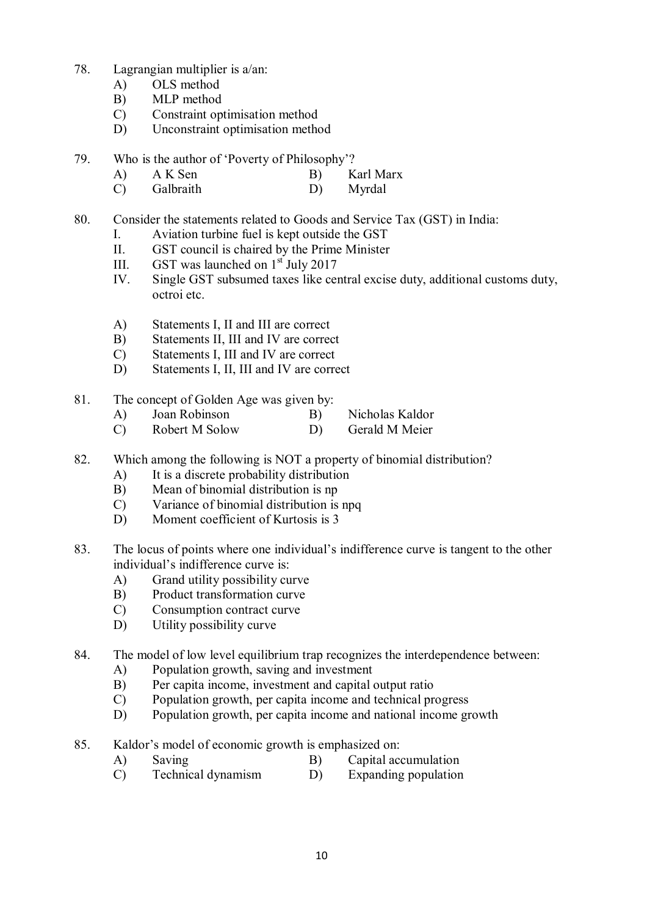78. Lagrangian multiplier is a/an:
    A) OLS method
    B) MLP method
    C) Constraint optimisation method
    D) Unconstraint optimisation method

79. Who is the author of 'Poverty of Philosophy'?
    A) A K Sen  B) Karl Marx
    C) Galbraith  D) Myrdal

80. Consider the statements related to Goods and Service Tax (GST) in India:
    I. Aviation turbine fuel is kept outside the GST
    II. GST council is chaired by the Prime Minister
    III. GST was launched on 1st July 2017
    IV. Single GST subsumed taxes like central excise duty, additional customs duty, octroi etc.

    A) Statements I, II and III are correct
    B) Statements II, III and IV are correct
    C) Statements I, III and IV are correct
    D) Statements I, II, III and IV are correct

81. The concept of Golden Age was given by:
    A) Joan Robinson  B) Nicholas Kaldor
    C) Robert M Solow  D) Gerald M Meier

82. Which among the following is NOT a property of binomial distribution?
    A) It is a discrete probability distribution
    B) Mean of binomial distribution is np
    C) Variance of binomial distribution is npq
    D) Moment coefficient of Kurtosis is 3

83. The locus of points where one individual's indifference curve is tangent to the other individual's indifference curve is:
    A) Grand utility possibility curve
    B) Product transformation curve
    C) Consumption contract curve
    D) Utility possibility curve

84. The model of low level equilibrium trap recognizes the interdependence between:
    A) Population growth, saving and investment
    B) Per capita income, investment and capital output ratio
    C) Population growth, per capita income and technical progress
    D) Population growth, per capita income and national income growth

85. Kaldor's model of economic growth is emphasized on:
    A) Saving  B) Capital accumulation
    C) Technical dynamism  D) Expanding population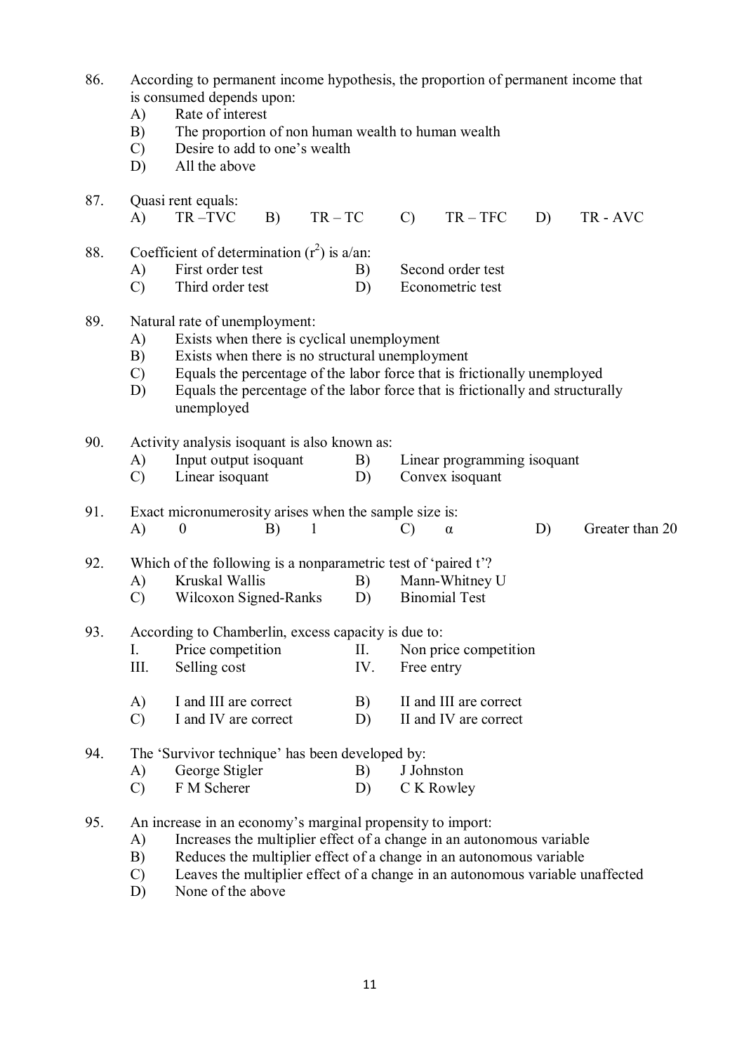86. According to permanent income hypothesis, the proportion of permanent income that is consumed depends upon:
    A) Rate of interest
    B) The proportion of non human wealth to human wealth
    C) Desire to add to one's wealth
    D) All the above

87. Quasi rent equals:
    A) TR –TVC  B) TR – TC  C) TR – TFC  D) TR - AVC

88. Coefficient of determination ($r^2$) is a/an:
    A) First order test  B) Second order test
    C) Third order test  D) Econometric test

89. Natural rate of unemployment:
    A) Exists when there is cyclical unemployment
    B) Exists when there is no structural unemployment
    C) Equals the percentage of the labor force that is frictionally unemployed
    D) Equals the percentage of the labor force that is frictionally and structurally unemployed

90. Activity analysis isoquant is also known as:
    A) Input output isoquant  B) Linear programming isoquant
    C) Linear isoquant  D) Convex isoquant

91. Exact micronumerosity arises when the sample size is:
    A) 0  B) 1  C) $\alpha$  D) Greater than 20

92. Which of the following is a nonparametric test of 'paired t'?
    A) Kruskal Wallis  B) Mann-Whitney U
    C) Wilcoxon Signed-Ranks  D) Binomial Test

93. According to Chamberlin, excess capacity is due to:
    I. Price competition  II. Non price competition
    III. Selling cost  IV. Free entry

    A) I and III are correct  B) II and III are correct
    C) I and IV are correct  D) II and IV are correct

94. The 'Survivor technique' has been developed by:
    A) George Stigler  B) J Johnston
    C) F M Scherer  D) C K Rowley

95. An increase in an economy's marginal propensity to import:
    A) Increases the multiplier effect of a change in an autonomous variable
    B) Reduces the multiplier effect of a change in an autonomous variable
    C) Leaves the multiplier effect of a change in an autonomous variable unaffected
    D) None of the above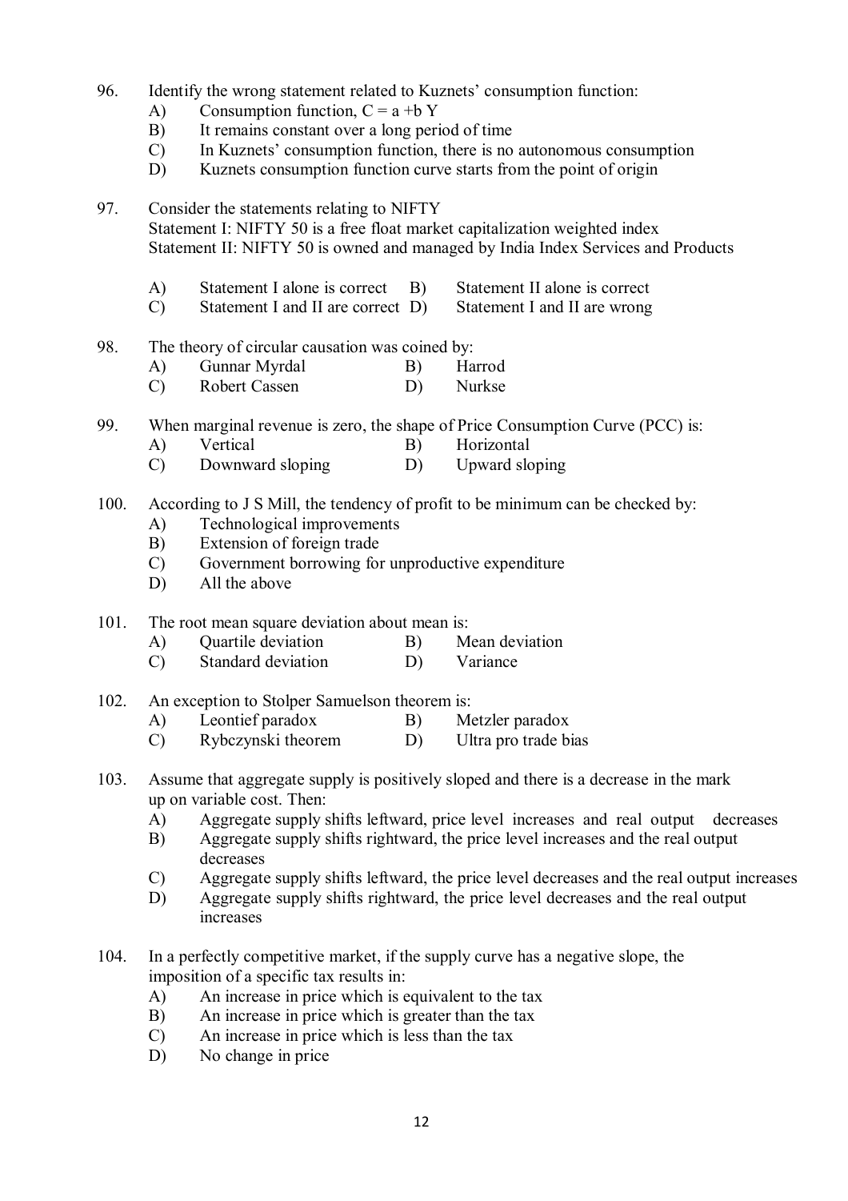96. Identify the wrong statement related to Kuznets' consumption function:
    A) Consumption function, $C = a + bY$
    B) It remains constant over a long period of time
    C) In Kuznets' consumption function, there is no autonomous consumption
    D) Kuznets consumption function curve starts from the point of origin

97. Consider the statements relating to NIFTY
    Statement I: NIFTY 50 is a free float market capitalization weighted index
    Statement II: NIFTY 50 is owned and managed by India Index Services and Products

    A) Statement I alone is correct
    B) Statement II alone is correct
    C) Statement I and II are correct
    D) Statement I and II are wrong

98. The theory of circular causation was coined by:
    A) Gunnar Myrdal
    B) Harrod
    C) Robert Cassen
    D) Nurkse

99. When marginal revenue is zero, the shape of Price Consumption Curve (PCC) is:
    A) Vertical
    B) Horizontal
    C) Downward sloping
    D) Upward sloping

100. According to J S Mill, the tendency of profit to be minimum can be checked by:
    A) Technological improvements
    B) Extension of foreign trade
    C) Government borrowing for unproductive expenditure
    D) All the above

101. The root mean square deviation about mean is:
    A) Quartile deviation
    B) Mean deviation
    C) Standard deviation
    D) Variance

102. An exception to Stolper Samuelson theorem is:
    A) Leontief paradox
    B) Metzler paradox
    C) Rybczynski theorem
    D) Ultra pro trade bias

103. Assume that aggregate supply is positively sloped and there is a decrease in the mark up on variable cost. Then:
    A) Aggregate supply shifts leftward, price level increases and real output decreases
    B) Aggregate supply shifts rightward, the price level increases and the real output decreases
    C) Aggregate supply shifts leftward, the price level decreases and the real output increases
    D) Aggregate supply shifts rightward, the price level decreases and the real output increases

104. In a perfectly competitive market, if the supply curve has a negative slope, the imposition of a specific tax results in:
    A) An increase in price which is equivalent to the tax
    B) An increase in price which is greater than the tax
    C) An increase in price which is less than the tax
    D) No change in price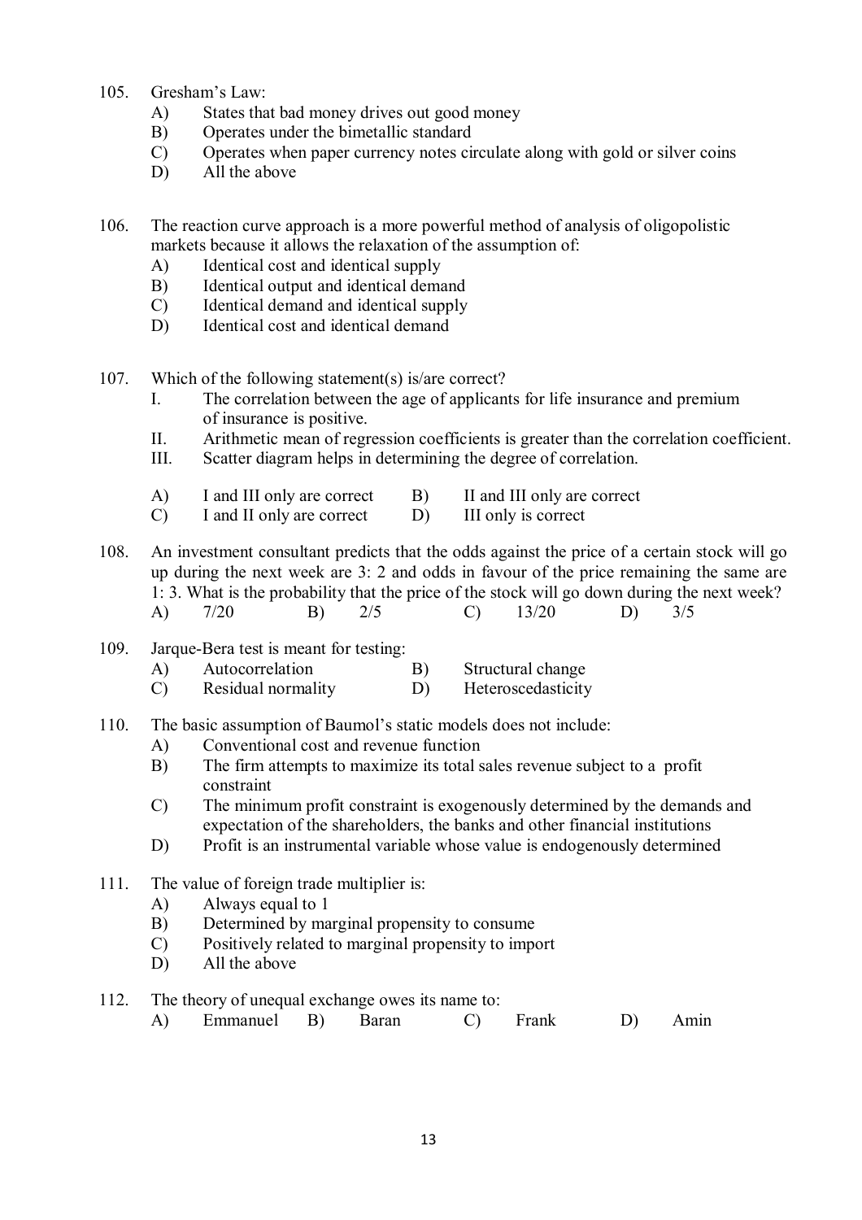105. Gresham's Law:
   - A) States that bad money drives out good money
   - B) Operates under the bimetallic standard
   - C) Operates when paper currency notes circulate along with gold or silver coins
   - D) All the above

106. The reaction curve approach is a more powerful method of analysis of oligopolistic markets because it allows the relaxation of the assumption of:
   - A) Identical cost and identical supply
   - B) Identical output and identical demand
   - C) Identical demand and identical supply
   - D) Identical cost and identical demand

107. Which of the following statement(s) is/are correct?
   - I. The correlation between the age of applicants for life insurance and premium of insurance is positive.
   - II. Arithmetic mean of regression coefficients is greater than the correlation coefficient.
   - III. Scatter diagram helps in determining the degree of correlation.

   - A) I and III only are correct
   - B) II and III only are correct
   - C) I and II only are correct
   - D) III only is correct

108. An investment consultant predicts that the odds against the price of a certain stock will go up during the next week are 3: 2 and odds in favour of the price remaining the same are 1: 3. What is the probability that the price of the stock will go down during the next week?
   - A) 7/20
   - B) 2/5
   - C) 13/20
   - D) 3/5

109. Jarque-Bera test is meant for testing:
   - A) Autocorrelation
   - B) Structural change
   - C) Residual normality
   - D) Heteroscedasticity

110. The basic assumption of Baumol's static models does not include:
   - A) Conventional cost and revenue function
   - B) The firm attempts to maximize its total sales revenue subject to a profit constraint
   - C) The minimum profit constraint is exogenously determined by the demands and expectation of the shareholders, the banks and other financial institutions
   - D) Profit is an instrumental variable whose value is endogenously determined

111. The value of foreign trade multiplier is:
   - A) Always equal to 1
   - B) Determined by marginal propensity to consume
   - C) Positively related to marginal propensity to import
   - D) All the above

112. The theory of unequal exchange owes its name to:
   - A) Emmanuel
   - B) Baran
   - C) Frank
   - D) Amin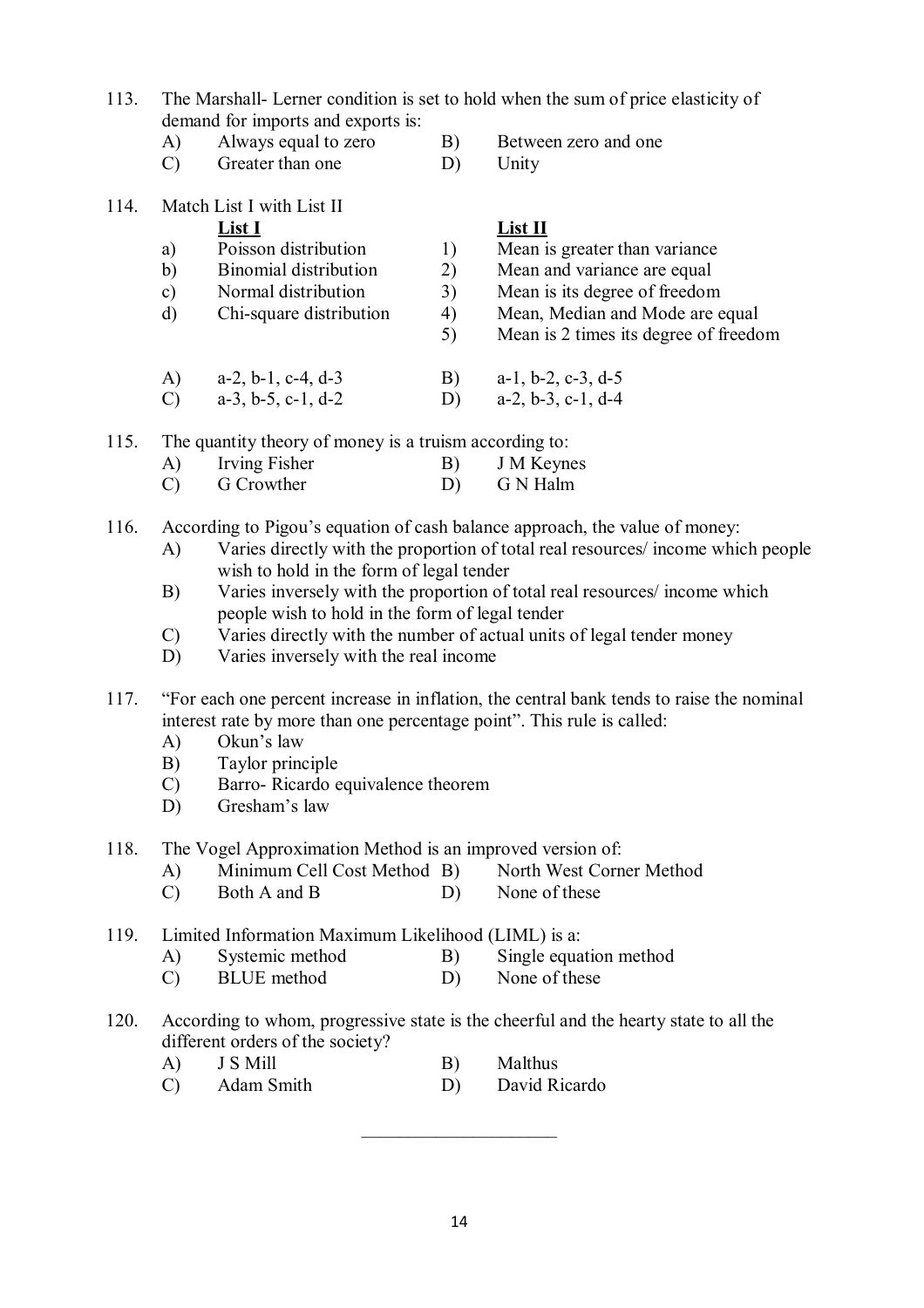113. The Marshall- Lerner condition is set to hold when the sum of price elasticity of demand for imports and exports is:

A) Always equal to zero B) Between zero and one
C) Greater than one D) Unity

114. Match List I with List II

| **List I** | **List II** |
|---|---|
| a) Poisson distribution | 1) Mean is greater than variance |
| b) Binomial distribution | 2) Mean and variance are equal |
| c) Normal distribution | 3) Mean is its degree of freedom |
| d) Chi-square distribution | 4) Mean, Median and Mode are equal |
| | 5) Mean is 2 times its degree of freedom |

A) a-2, b-1, c-4, d-3 B) a-1, b-2, c-3, d-5
C) a-3, b-5, c-1, d-2 D) a-2, b-3, c-1, d-4

115. The quantity theory of money is a truism according to:

A) Irving Fisher B) J M Keynes
C) G Crowther D) G N Halm

116. According to Pigou's equation of cash balance approach, the value of money:

A) Varies directly with the proportion of total real resources/ income which people wish to hold in the form of legal tender
B) Varies inversely with the proportion of total real resources/ income which people wish to hold in the form of legal tender
C) Varies directly with the number of actual units of legal tender money
D) Varies inversely with the real income

117. "For each one percent increase in inflation, the central bank tends to raise the nominal interest rate by more than one percentage point". This rule is called:

A) Okun's law
B) Taylor principle
C) Barro- Ricardo equivalence theorem
D) Gresham's law

118. The Vogel Approximation Method is an improved version of:

A) Minimum Cell Cost Method B) North West Corner Method
C) Both A and B D) None of these

119. Limited Information Maximum Likelihood (LIML) is a:

A) Systemic method B) Single equation method
C) BLUE method D) None of these

120. According to whom, progressive state is the cheerful and the hearty state to all the different orders of the society?

A) J S Mill B) Malthus
C) Adam Smith D) David Ricardo

______________________